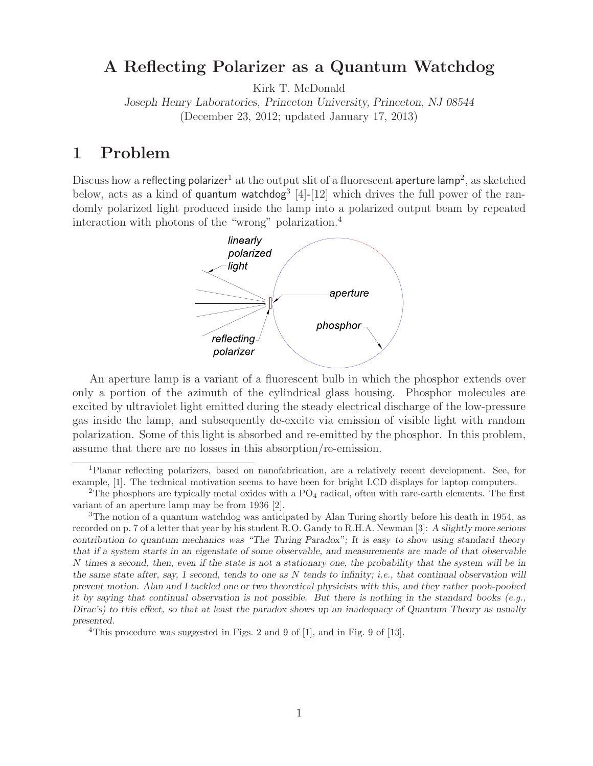# A Reflecting Polarizer as a Quantum Watchdog

Kirk T. McDonald

*Joseph Henry Laboratories, Princeton University, Princeton, NJ 08544*

(December 23, 2012; updated January 17, 2013)

## 1 Problem

Discuss how a reflecting polarizer[1] at the output slit of a fluorescent aperture lamp[2], as sketched below, acts as a kind of quantum watchdog[3] [4]-[12] which drives the full power of the randomly polarized light produced inside the lamp into a polarized output beam by repeated interaction with photons of the "wrong" polarization.[4]

An aperture lamp is a variant of a fluorescent bulb in which the phosphor extends over only a portion of the azimuth of the cylindrical glass housing. Phosphor molecules are excited by ultraviolet light emitted during the steady electrical discharge of the low-pressure gas inside the lamp, and subsequently de-excite via emission of visible light with random polarization. Some of this light is absorbed and re-emitted by the phosphor. In this problem, assume that there are no losses in this absorption/re-emission.

---

[1] Planar reflecting polarizers, based on nanofabrication, are a relatively recent development. See, for example, [1]. The technical motivation seems to have been for bright LCD displays for laptop computers.

[2] The phosphors are typically metal oxides with a $PO_4$ radical, often with rare-earth elements. The first variant of an aperture lamp may be from 1936 [2].

[3] The notion of a quantum watchdog was anticipated by Alan Turing shortly before his death in 1954, as recorded on p. 7 of a letter that year by his student R.O. Gandy to R.H.A. Newman [3]: *A slightly more serious contribution to quantum mechanics was "The Turing Paradox"; It is easy to show using standard theory that if a system starts in an eigenstate of some observable, and measurements are made of that observable N times a second, then, even if the state is not a stationary one, the probability that the system will be in the same state after, say, 1 second, tends to one as N tends to infinity; i.e., that continual observation will prevent motion. Alan and I tackled one or two theoretical physicists with this, and they rather pooh-poohed it by saying that continual observation is not possible. But there is nothing in the standard books (e.g., Dirac's) to this effect, so that at least the paradox shows up an inadequacy of Quantum Theory as usually presented.*

[4] This procedure was suggested in Figs. 2 and 9 of [1], and in Fig. 9 of [13].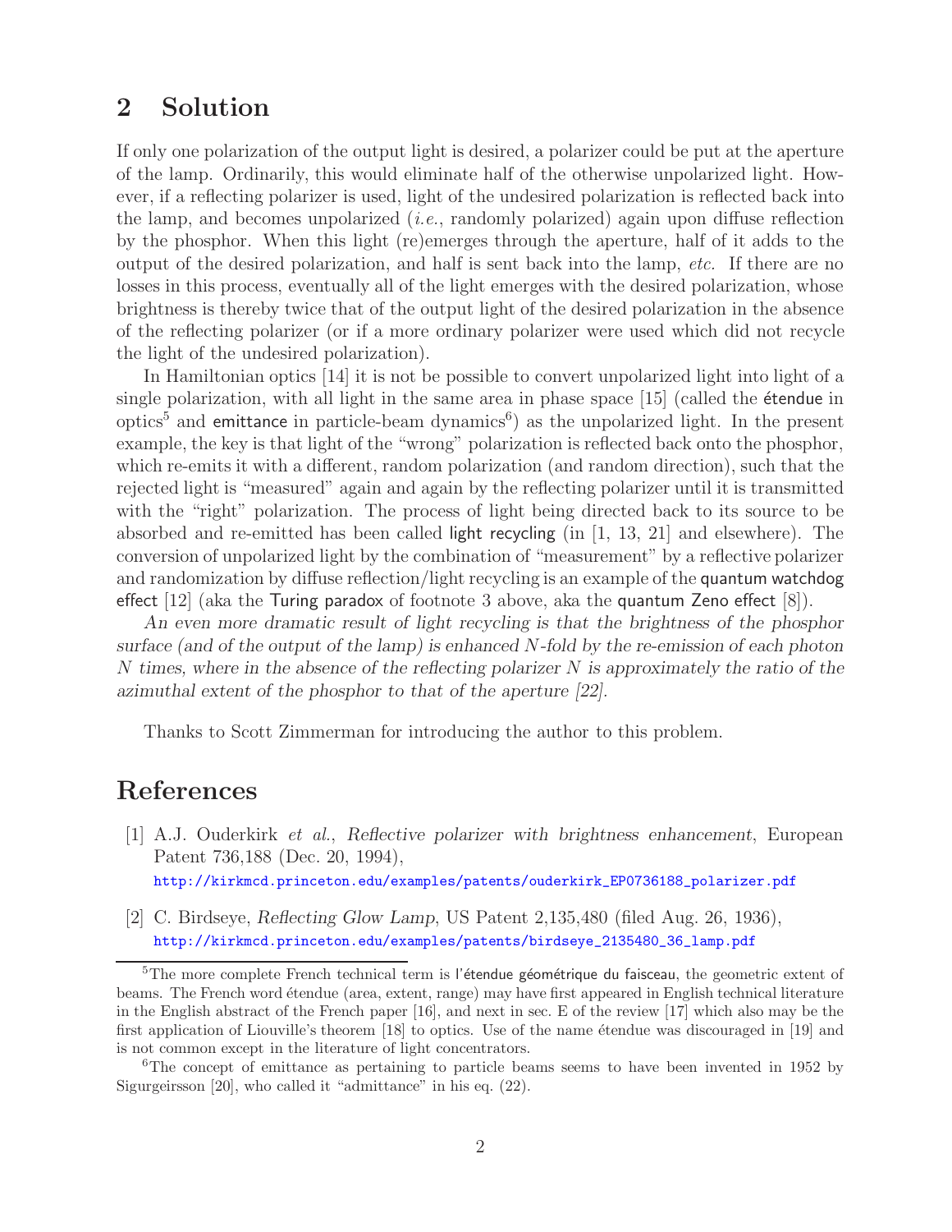## 2 Solution

If only one polarization of the output light is desired, a polarizer could be put at the aperture of the lamp. Ordinarily, this would eliminate half of the otherwise unpolarized light. However, if a reflecting polarizer is used, light of the undesired polarization is reflected back into the lamp, and becomes unpolarized (*i.e.*, randomly polarized) again upon diffuse reflection by the phosphor. When this light (re)emerges through the aperture, half of it adds to the output of the desired polarization, and half is sent back into the lamp, *etc.* If there are no losses in this process, eventually all of the light emerges with the desired polarization, whose brightness is thereby twice that of the output light of the desired polarization in the absence of the reflecting polarizer (or if a more ordinary polarizer were used which did not recycle the light of the undesired polarization).

In Hamiltonian optics [14] it is not be possible to convert unpolarized light into light of a single polarization, with all light in the same area in phase space [15] (called the étendue in optics[5] and emittance in particle-beam dynamics[6]) as the unpolarized light. In the present example, the key is that light of the "wrong" polarization is reflected back onto the phosphor, which re-emits it with a different, random polarization (and random direction), such that the rejected light is "measured" again and again by the reflecting polarizer until it is transmitted with the "right" polarization. The process of light being directed back to its source to be absorbed and re-emitted has been called light recycling (in [1, 13, 21] and elsewhere). The conversion of unpolarized light by the combination of "measurement" by a reflective polarizer and randomization by diffuse reflection/light recycling is an example of the quantum watchdog effect [12] (aka the Turing paradox of footnote 3 above, aka the quantum Zeno effect [8]).

*An even more dramatic result of light recycling is that the brightness of the phosphor surface (and of the output of the lamp) is enhanced $N$-fold by the re-emission of each photon $N$ times, where in the absence of the reflecting polarizer $N$ is approximately the ratio of the azimuthal extent of the phosphor to that of the aperture [22].*

Thanks to Scott Zimmerman for introducing the author to this problem.

# References

[1] A.J. Ouderkirk *et al.*, *Reflective polarizer with brightness enhancement*, European Patent 736,188 (Dec. 20, 1994),
http://kirkmcd.princeton.edu/examples/patents/ouderkirk_EP0736188_polarizer.pdf

[2] C. Birdseye, *Reflecting Glow Lamp*, US Patent 2,135,480 (filed Aug. 26, 1936),
http://kirkmcd.princeton.edu/examples/patents/birdseye_2135480_36_lamp.pdf

---

[5] The more complete French technical term is l'étendue géométrique du faisceau, the geometric extent of beams. The French word étendue (area, extent, range) may have first appeared in English technical literature in the English abstract of the French paper [16], and next in sec. E of the review [17] which also may be the first application of Liouville's theorem [18] to optics. Use of the name étendue was discouraged in [19] and is not common except in the literature of light concentrators.

[6] The concept of emittance as pertaining to particle beams seems to have been invented in 1952 by Sigurgeirsson [20], who called it "admittance" in his eq. (22).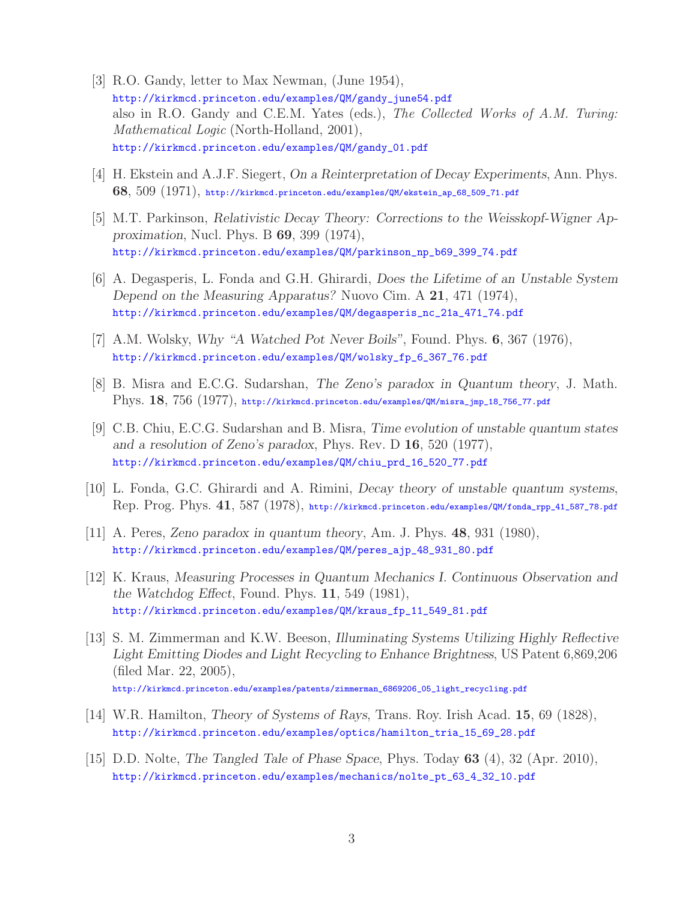[3] R.O. Gandy, letter to Max Newman, (June 1954),
http://kirkmcd.princeton.edu/examples/QM/gandy_june54.pdf
also in R.O. Gandy and C.E.M. Yates (eds.), *The Collected Works of A.M. Turing: Mathematical Logic* (North-Holland, 2001),
http://kirkmcd.princeton.edu/examples/QM/gandy_01.pdf

[4] H. Ekstein and A.J.F. Siegert, *On a Reinterpretation of Decay Experiments*, Ann. Phys. **68**, 509 (1971), http://kirkmcd.princeton.edu/examples/QM/ekstein_ap_68_509_71.pdf

[5] M.T. Parkinson, *Relativistic Decay Theory: Corrections to the Weisskopf-Wigner Approximation*, Nucl. Phys. B **69**, 399 (1974),
http://kirkmcd.princeton.edu/examples/QM/parkinson_np_b69_399_74.pdf

[6] A. Degasperis, L. Fonda and G.H. Ghirardi, *Does the Lifetime of an Unstable System Depend on the Measuring Apparatus?* Nuovo Cim. A **21**, 471 (1974),
http://kirkmcd.princeton.edu/examples/QM/degasperis_nc_21a_471_74.pdf

[7] A.M. Wolsky, *Why "A Watched Pot Never Boils"*, Found. Phys. **6**, 367 (1976),
http://kirkmcd.princeton.edu/examples/QM/wolsky_fp_6_367_76.pdf

[8] B. Misra and E.C.G. Sudarshan, *The Zeno's paradox in Quantum theory*, J. Math. Phys. **18**, 756 (1977), http://kirkmcd.princeton.edu/examples/QM/misra_jmp_18_756_77.pdf

[9] C.B. Chiu, E.C.G. Sudarshan and B. Misra, *Time evolution of unstable quantum states and a resolution of Zeno's paradox*, Phys. Rev. D **16**, 520 (1977),
http://kirkmcd.princeton.edu/examples/QM/chiu_prd_16_520_77.pdf

[10] L. Fonda, G.C. Ghirardi and A. Rimini, *Decay theory of unstable quantum systems*, Rep. Prog. Phys. **41**, 587 (1978), http://kirkmcd.princeton.edu/examples/QM/fonda_rpp_41_587_78.pdf

[11] A. Peres, *Zeno paradox in quantum theory*, Am. J. Phys. **48**, 931 (1980),
http://kirkmcd.princeton.edu/examples/QM/peres_ajp_48_931_80.pdf

[12] K. Kraus, *Measuring Processes in Quantum Mechanics I. Continuous Observation and the Watchdog Effect*, Found. Phys. **11**, 549 (1981),
http://kirkmcd.princeton.edu/examples/QM/kraus_fp_11_549_81.pdf

[13] S. M. Zimmerman and K.W. Beeson, *Illuminating Systems Utilizing Highly Reflective Light Emitting Diodes and Light Recycling to Enhance Brightness*, US Patent 6,869,206 (filed Mar. 22, 2005),
http://kirkmcd.princeton.edu/examples/patents/zimmerman_6869206_05_light_recycling.pdf

[14] W.R. Hamilton, *Theory of Systems of Rays*, Trans. Roy. Irish Acad. **15**, 69 (1828),
http://kirkmcd.princeton.edu/examples/optics/hamilton_tria_15_69_28.pdf

[15] D.D. Nolte, *The Tangled Tale of Phase Space*, Phys. Today **63** (4), 32 (Apr. 2010),
http://kirkmcd.princeton.edu/examples/mechanics/nolte_pt_63_4_32_10.pdf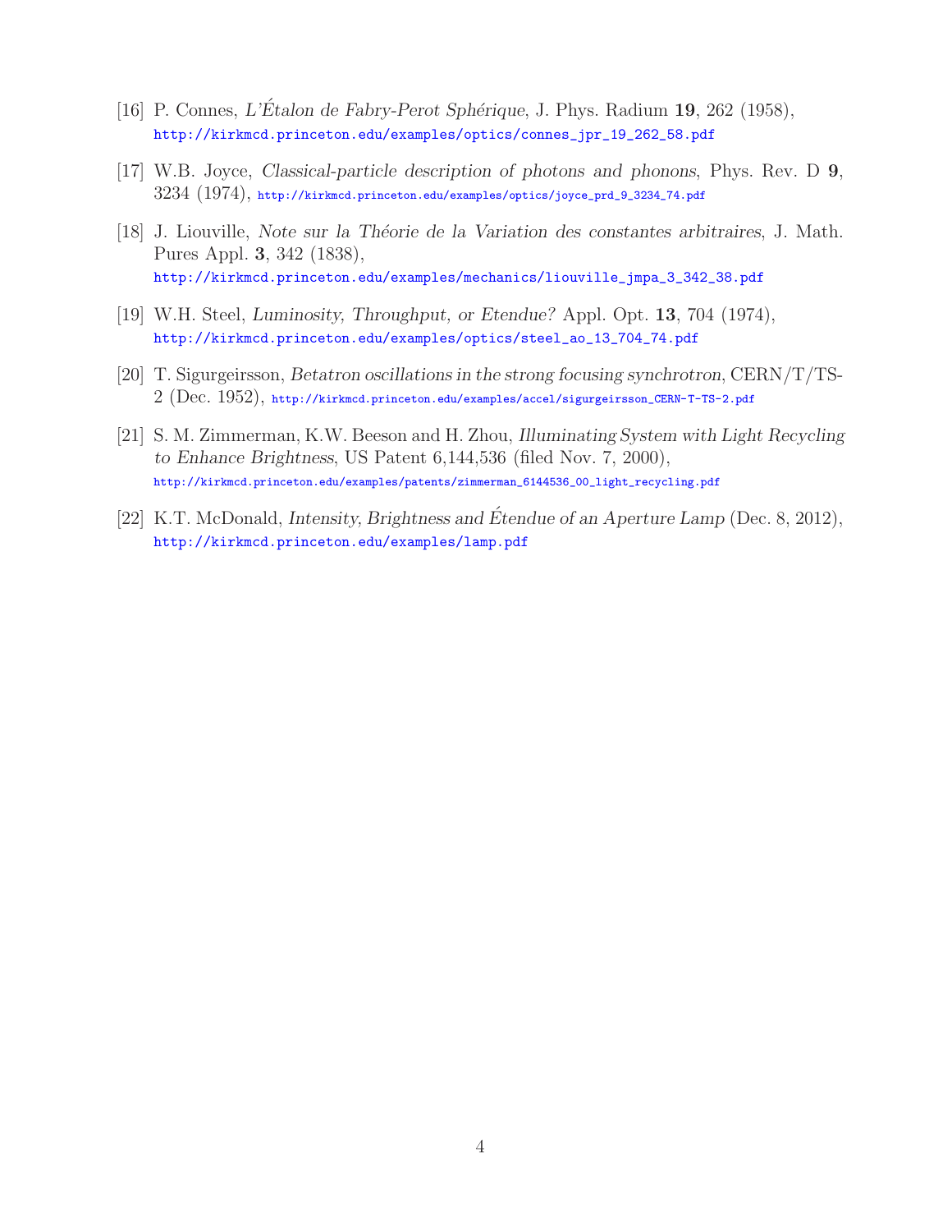[16] P. Connes, *L'Étalon de Fabry-Perot Sphérique*, J. Phys. Radium **19**, 262 (1958), http://kirkmcd.princeton.edu/examples/optics/connes_jpr_19_262_58.pdf

[17] W.B. Joyce, *Classical-particle description of photons and phonons*, Phys. Rev. D **9**, 3234 (1974), http://kirkmcd.princeton.edu/examples/optics/joyce_prd_9_3234_74.pdf

[18] J. Liouville, *Note sur la Théorie de la Variation des constantes arbitraires*, J. Math. Pures Appl. **3**, 342 (1838), http://kirkmcd.princeton.edu/examples/mechanics/liouville_jmpa_3_342_38.pdf

[19] W.H. Steel, *Luminosity, Throughput, or Etendue?* Appl. Opt. **13**, 704 (1974), http://kirkmcd.princeton.edu/examples/optics/steel_ao_13_704_74.pdf

[20] T. Sigurgeirsson, *Betatron oscillations in the strong focusing synchrotron*, CERN/T/TS-2 (Dec. 1952), http://kirkmcd.princeton.edu/examples/accel/sigurgeirsson_CERN-T-TS-2.pdf

[21] S. M. Zimmerman, K.W. Beeson and H. Zhou, *Illuminating System with Light Recycling to Enhance Brightness*, US Patent 6,144,536 (filed Nov. 7, 2000), http://kirkmcd.princeton.edu/examples/patents/zimmerman_6144536_00_light_recycling.pdf

[22] K.T. McDonald, *Intensity, Brightness and Étendue of an Aperture Lamp* (Dec. 8, 2012), http://kirkmcd.princeton.edu/examples/lamp.pdf